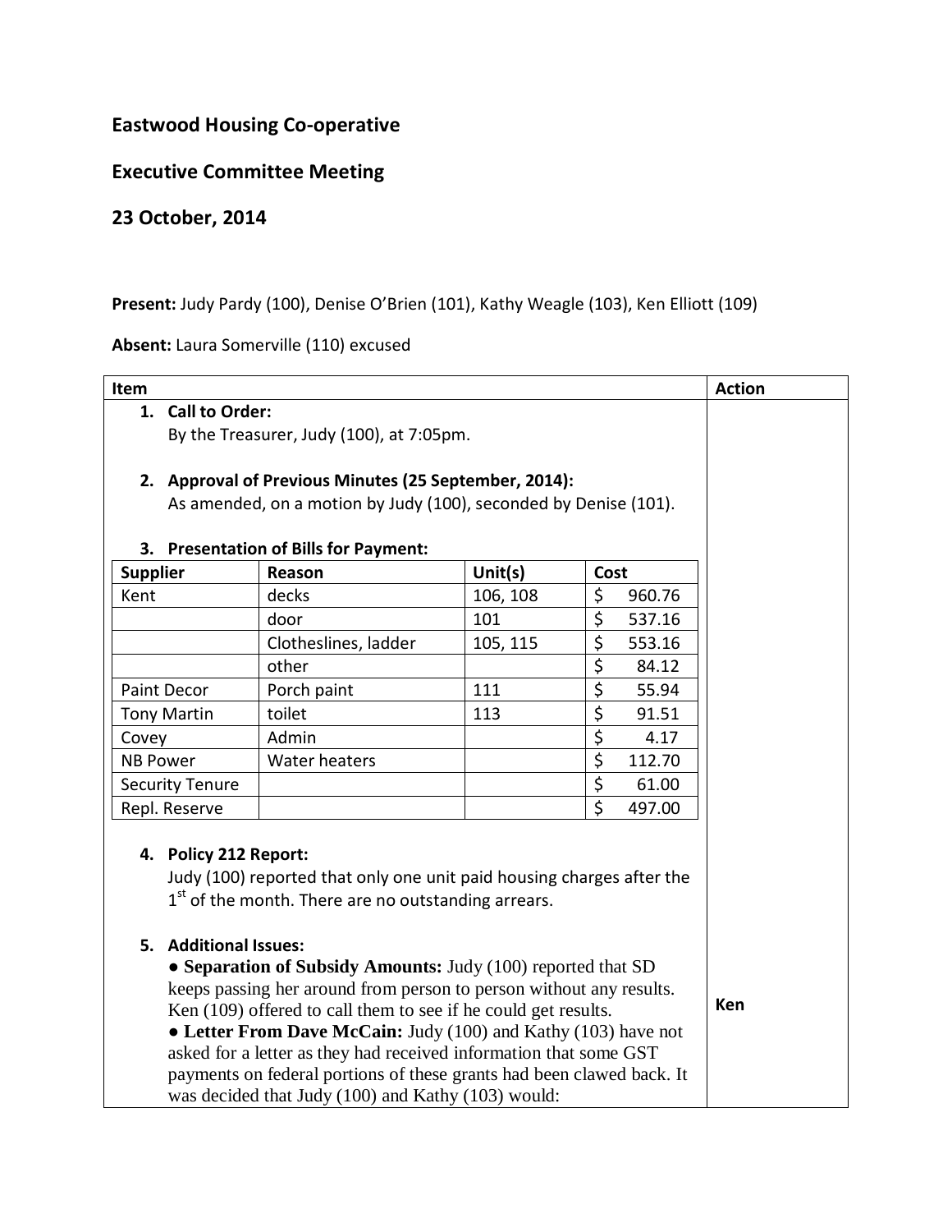## Eastwood Housing Co-operative

## Executive Committee Meeting

## 23 October, 2014

**Present:** Judy Pardy (100), Denise O'Brien (101), Kathy Weagle (103), Ken Elliott (109)

**Absent:** Laura Somerville (110) excused

| Item | Action |
|---|---|
| **1. Call to Order:**<br>By the Treasurer, Judy (100), at 7:05pm. | |
| **2. Approval of Previous Minutes (25 September, 2014):**<br>As amended, on a motion by Judy (100), seconded by Denise (101). | |
| **3. Presentation of Bills for Payment:** | |

| Supplier | Reason | Unit(s) | Cost |
|---|---|---|---|
| Kent | decks | 106, 108 | $ 960.76 |
| | door | 101 | $ 537.16 |
| | Clotheslines, ladder | 105, 115 | $ 553.16 |
| | other | | $ 84.12 |
| Paint Decor | Porch paint | 111 | $ 55.94 |
| Tony Martin | toilet | 113 | $ 91.51 |
| Covey | Admin | | $ 4.17 |
| NB Power | Water heaters | | $ 112.70 |
| Security Tenure | | | $ 61.00 |
| Repl. Reserve | | | $ 497.00 |

| Item | Action |
|---|---|
| **4. Policy 212 Report:**<br>Judy (100) reported that only one unit paid housing charges after the 1st of the month. There are no outstanding arrears. | |
| **5. Additional Issues:**<br>● **Separation of Subsidy Amounts:** Judy (100) reported that SD keeps passing her around from person to person without any results. Ken (109) offered to call them to see if he could get results. | **Ken** |
| ● **Letter From Dave McCain:** Judy (100) and Kathy (103) have not asked for a letter as they had received information that some GST payments on federal portions of these grants had been clawed back. It was decided that Judy (100) and Kathy (103) would: | |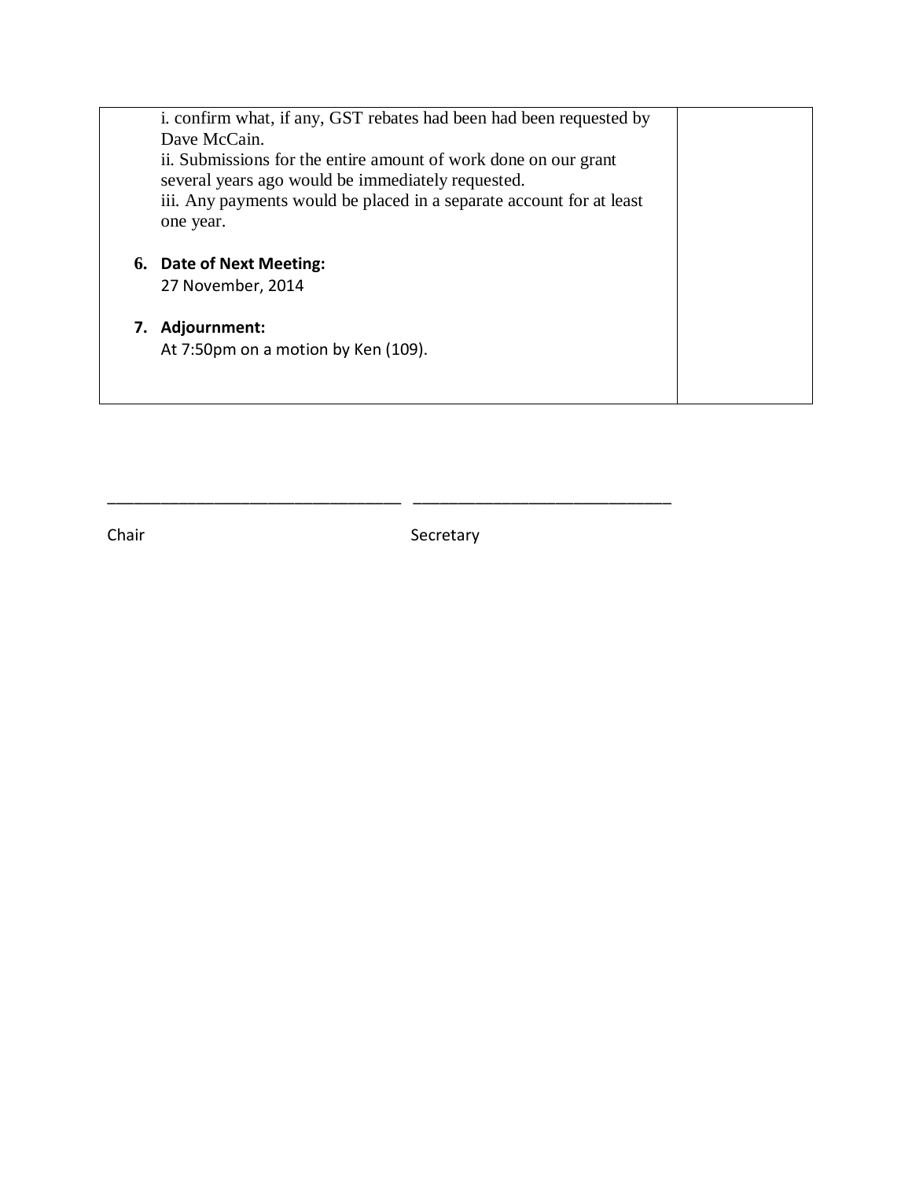| | |
|---|---|
| i. confirm what, if any, GST rebates had been had been requested by Dave McCain.<br>ii. Submissions for the entire amount of work done on our grant several years ago would be immediately requested.<br>iii. Any payments would be placed in a separate account for at least one year.<br><br>**6. Date of Next Meeting:**<br>27 November, 2014<br><br>**7. Adjournment:**<br>At 7:50pm on a motion by Ken (109). | |

\_\_\_\_\_\_\_\_\_\_\_\_\_\_\_\_\_\_\_\_\_\_\_\_\_\_\_\_\_\_\_\_\_\_ \_\_\_\_\_\_\_\_\_\_\_\_\_\_\_\_\_\_\_\_\_\_\_\_\_\_\_\_\_\_

Chair Secretary